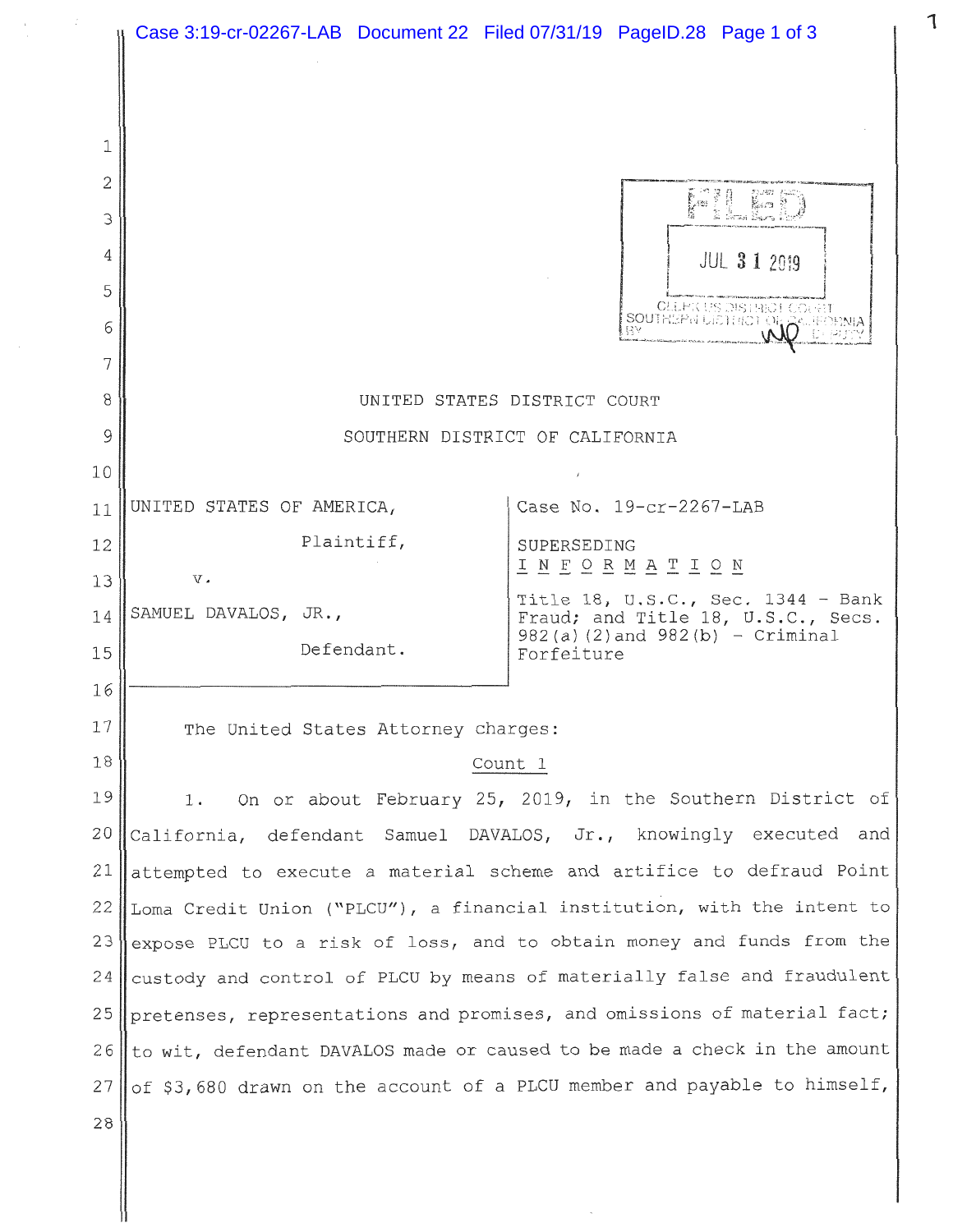FILED

JUL 31 2019

CLERK US DISTRICT COURT
SOUTHERN DISTRICT OF CALIFORNIA
BY DEPUTY

UNITED STATES DISTRICT COURT

SOUTHERN DISTRICT OF CALIFORNIA

| | |
|---|---|
| UNITED STATES OF AMERICA, Plaintiff, v. SAMUEL DAVALOS, JR., Defendant. | Case No. 19-cr-2267-LAB<br>SUPERSEDING <u>INFORMATION</u><br>Title 18, U.S.C., Sec. 1344 - Bank Fraud; and Title 18, U.S.C., Secs. 982(a)(2) and 982(b) - Criminal Forfeiture |

The United States Attorney charges:

<u>Count 1</u>

1. On or about February 25, 2019, in the Southern District of California, defendant Samuel DAVALOS, Jr., knowingly executed and attempted to execute a material scheme and artifice to defraud Point Loma Credit Union ("PLCU"), a financial institution, with the intent to expose PLCU to a risk of loss, and to obtain money and funds from the custody and control of PLCU by means of materially false and fraudulent pretenses, representations and promises, and omissions of material fact; to wit, defendant DAVALOS made or caused to be made a check in the amount of $3,680 drawn on the account of a PLCU member and payable to himself,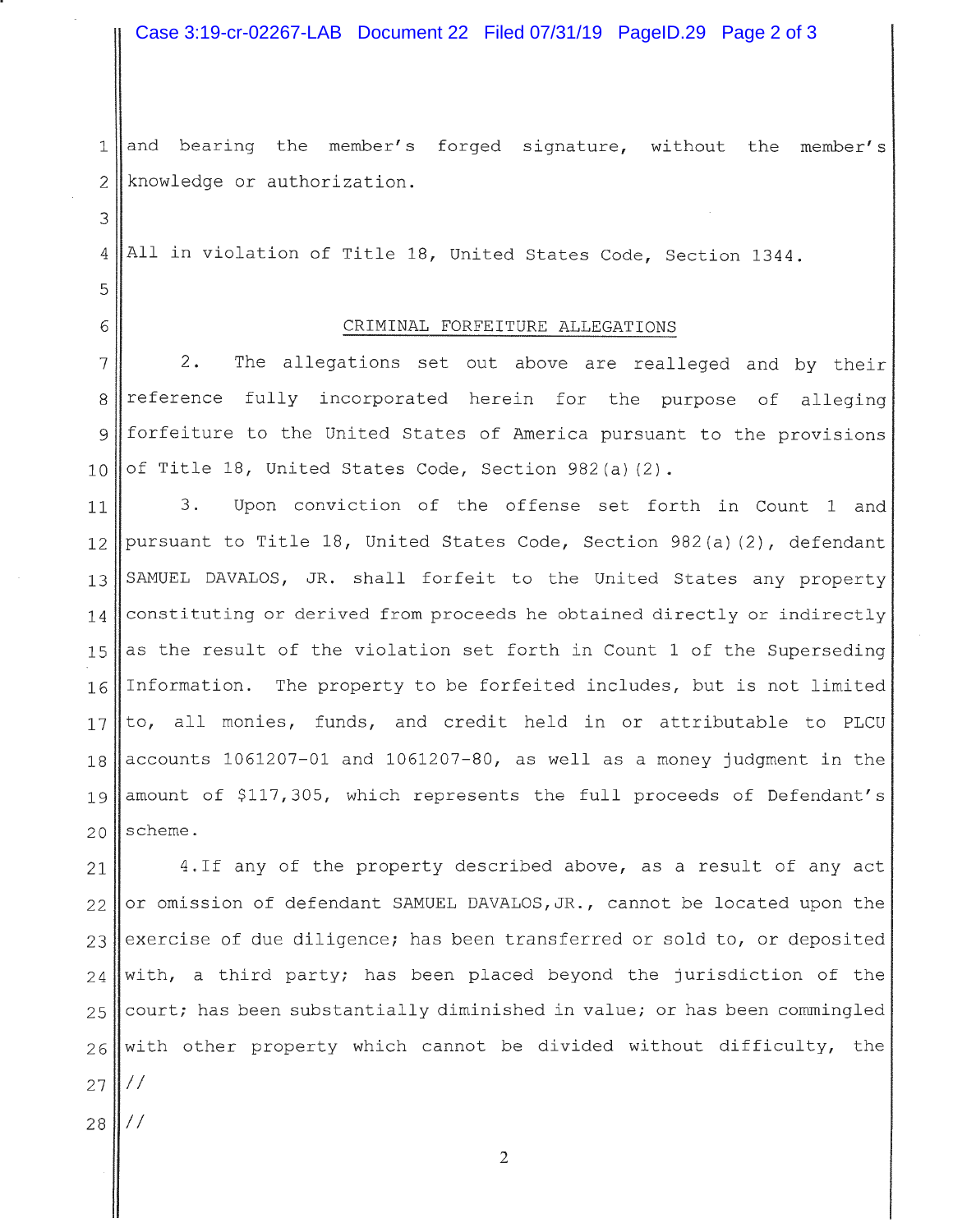and bearing the member's forged signature, without the member's knowledge or authorization.

All in violation of Title 18, United States Code, Section 1344.

## CRIMINAL FORFEITURE ALLEGATIONS

2. The allegations set out above are realleged and by their reference fully incorporated herein for the purpose of alleging forfeiture to the United States of America pursuant to the provisions of Title 18, United States Code, Section 982(a)(2).

3. Upon conviction of the offense set forth in Count 1 and pursuant to Title 18, United States Code, Section 982(a)(2), defendant SAMUEL DAVALOS, JR. shall forfeit to the United States any property constituting or derived from proceeds he obtained directly or indirectly as the result of the violation set forth in Count 1 of the Superseding Information. The property to be forfeited includes, but is not limited to, all monies, funds, and credit held in or attributable to PLCU accounts 1061207-01 and 1061207-80, as well as a money judgment in the amount of $117,305, which represents the full proceeds of Defendant's scheme.

4. If any of the property described above, as a result of any act or omission of defendant SAMUEL DAVALOS, JR., cannot be located upon the exercise of due diligence; has been transferred or sold to, or deposited with, a third party; has been placed beyond the jurisdiction of the court; has been substantially diminished in value; or has been commingled with other property which cannot be divided without difficulty, the

//

//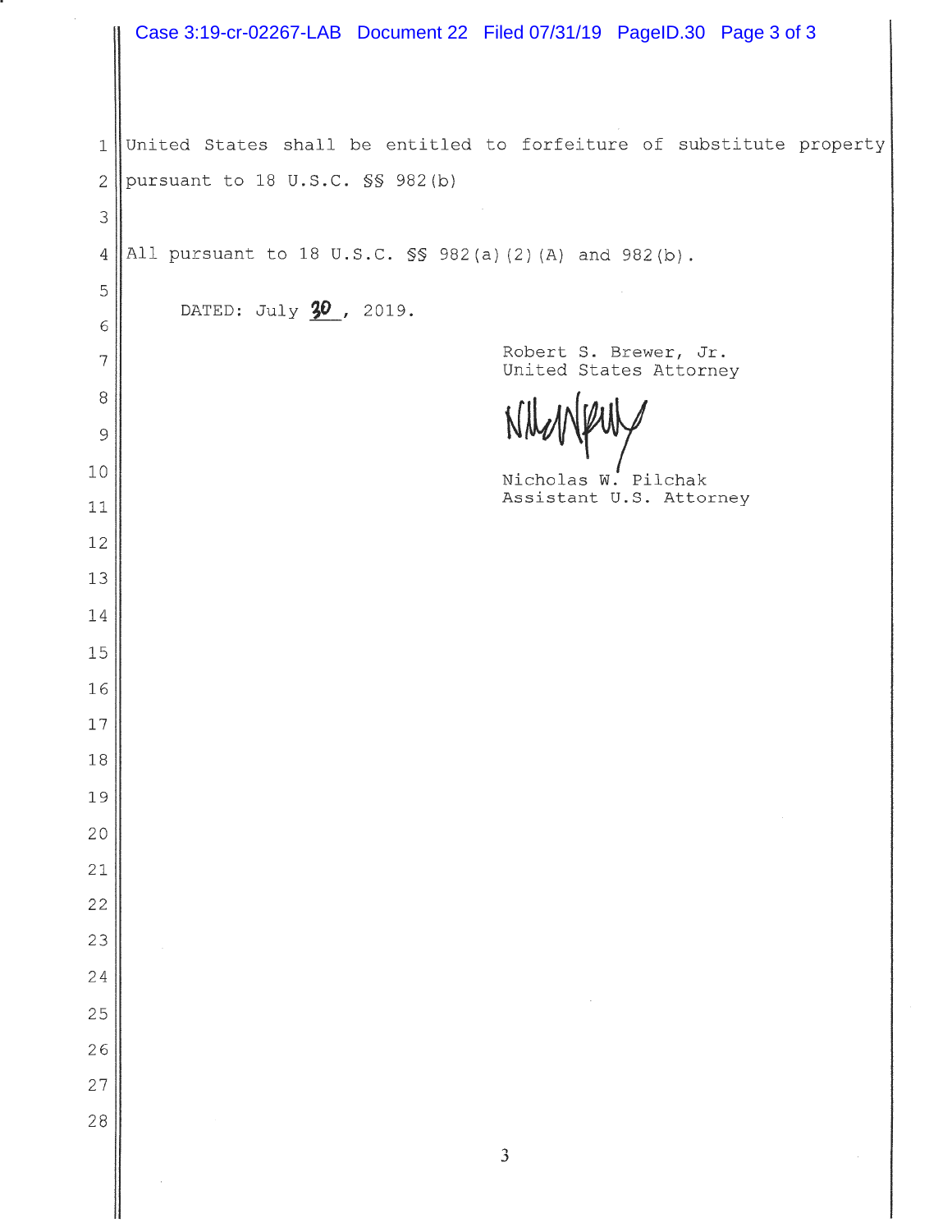United States shall be entitled to forfeiture of substitute property pursuant to 18 U.S.C. §§ 982(b)

All pursuant to 18 U.S.C. §§ 982(a)(2)(A) and 982(b).

DATED: July 30, 2019.

Robert S. Brewer, Jr.
United States Attorney

Nicholas W. Pilchak
Assistant U.S. Attorney